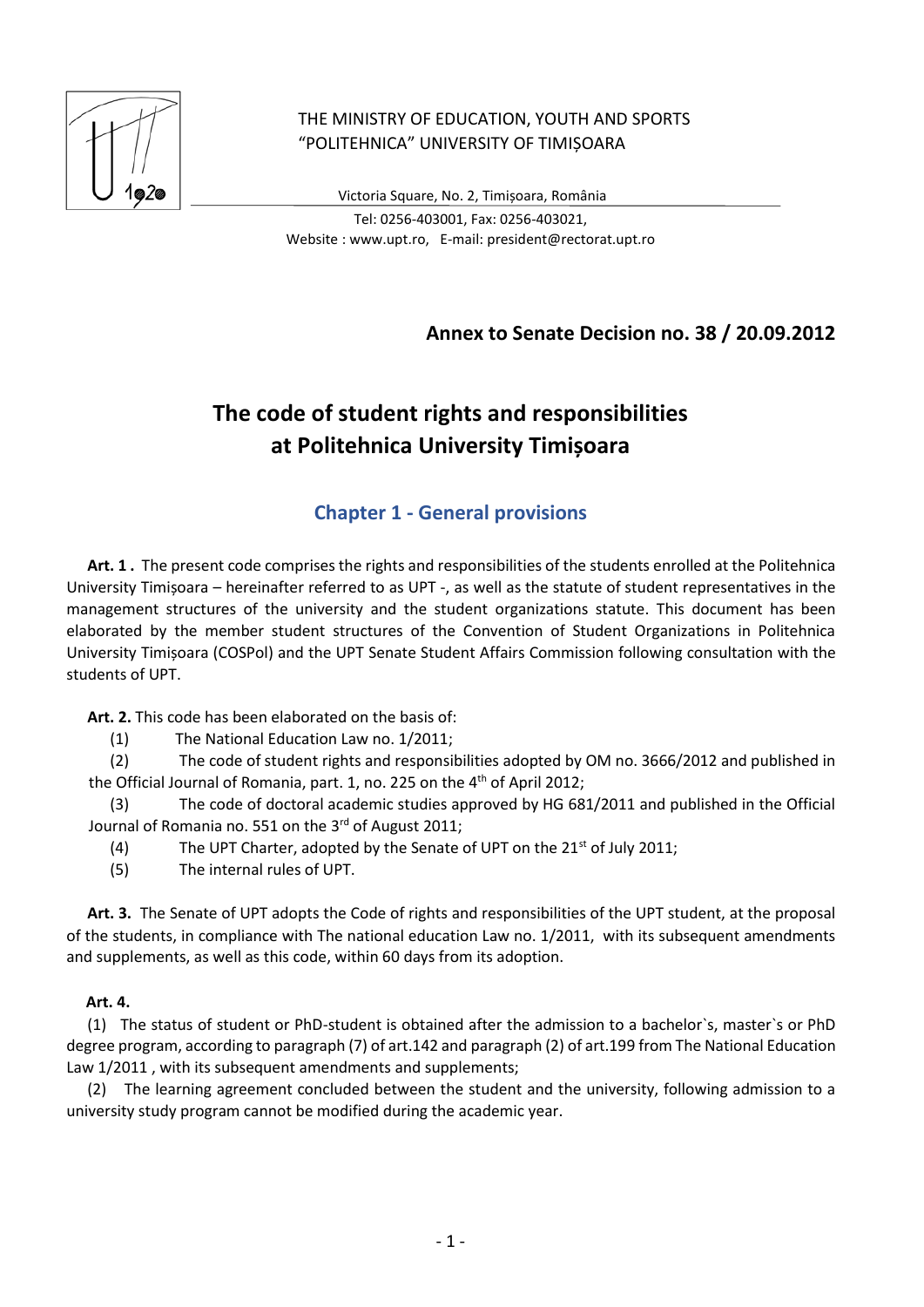THE MINISTRY OF EDUCATION, YOUTH AND SPORTS
"POLITEHNICA" UNIVERSITY OF TIMIȘOARA

Victoria Square, No. 2, Timișoara, România
Tel: 0256-403001, Fax: 0256-403021,
Website : www.upt.ro, E-mail: president@rectorat.upt.ro

**Annex to Senate Decision no. 38 / 20.09.2012**

# The code of student rights and responsibilities at Politehnica University Timișoara

## Chapter 1 - General provisions

**Art. 1 .** The present code comprises the rights and responsibilities of the students enrolled at the Politehnica University Timișoara – hereinafter referred to as UPT -, as well as the statute of student representatives in the management structures of the university and the student organizations statute. This document has been elaborated by the member student structures of the Convention of Student Organizations in Politehnica University Timișoara (COSPol) and the UPT Senate Student Affairs Commission following consultation with the students of UPT.

**Art. 2.** This code has been elaborated on the basis of:

(1) The National Education Law no. 1/2011;

(2) The code of student rights and responsibilities adopted by OM no. 3666/2012 and published in the Official Journal of Romania, part. 1, no. 225 on the 4th of April 2012;

(3) The code of doctoral academic studies approved by HG 681/2011 and published in the Official Journal of Romania no. 551 on the 3rd of August 2011;

(4) The UPT Charter, adopted by the Senate of UPT on the 21st of July 2011;

(5) The internal rules of UPT.

**Art. 3.** The Senate of UPT adopts the Code of rights and responsibilities of the UPT student, at the proposal of the students, in compliance with The national education Law no. 1/2011, with its subsequent amendments and supplements, as well as this code, within 60 days from its adoption.

**Art. 4.**

(1) The status of student or PhD-student is obtained after the admission to a bachelor`s, master`s or PhD degree program, according to paragraph (7) of art.142 and paragraph (2) of art.199 from The National Education Law 1/2011 , with its subsequent amendments and supplements;

(2) The learning agreement concluded between the student and the university, following admission to a university study program cannot be modified during the academic year.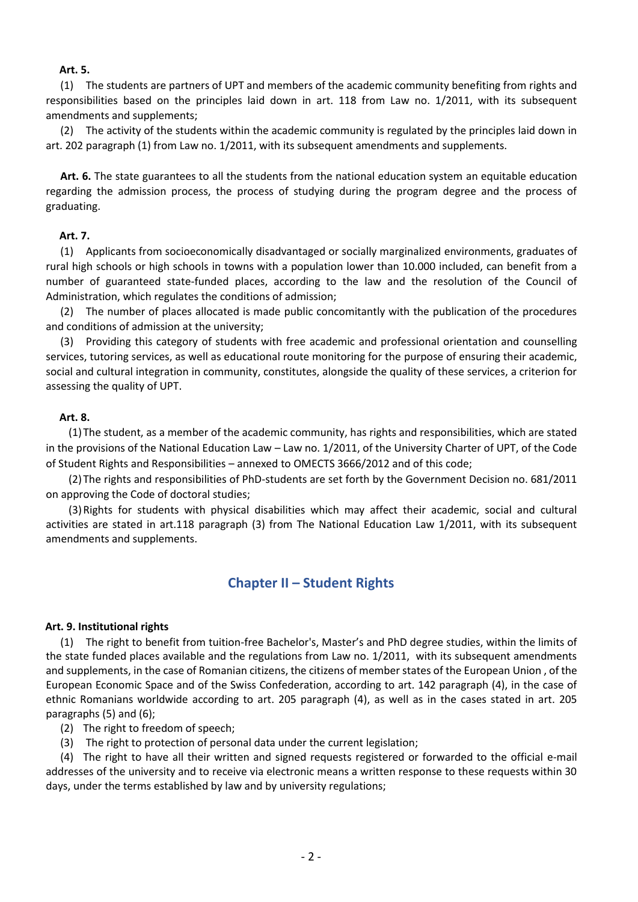**Art. 5.**

(1) The students are partners of UPT and members of the academic community benefiting from rights and responsibilities based on the principles laid down in art. 118 from Law no. 1/2011, with its subsequent amendments and supplements;

(2) The activity of the students within the academic community is regulated by the principles laid down in art. 202 paragraph (1) from Law no. 1/2011, with its subsequent amendments and supplements.

**Art. 6.** The state guarantees to all the students from the national education system an equitable education regarding the admission process, the process of studying during the program degree and the process of graduating.

**Art. 7.**

(1) Applicants from socioeconomically disadvantaged or socially marginalized environments, graduates of rural high schools or high schools in towns with a population lower than 10.000 included, can benefit from a number of guaranteed state-funded places, according to the law and the resolution of the Council of Administration, which regulates the conditions of admission;

(2) The number of places allocated is made public concomitantly with the publication of the procedures and conditions of admission at the university;

(3) Providing this category of students with free academic and professional orientation and counselling services, tutoring services, as well as educational route monitoring for the purpose of ensuring their academic, social and cultural integration in community, constitutes, alongside the quality of these services, a criterion for assessing the quality of UPT.

**Art. 8.**

(1) The student, as a member of the academic community, has rights and responsibilities, which are stated in the provisions of the National Education Law – Law no. 1/2011, of the University Charter of UPT, of the Code of Student Rights and Responsibilities – annexed to OMECTS 3666/2012 and of this code;

(2) The rights and responsibilities of PhD-students are set forth by the Government Decision no. 681/2011 on approving the Code of doctoral studies;

(3) Rights for students with physical disabilities which may affect their academic, social and cultural activities are stated in art.118 paragraph (3) from The National Education Law 1/2011, with its subsequent amendments and supplements.

## Chapter II – Student Rights

**Art. 9. Institutional rights**

(1) The right to benefit from tuition-free Bachelor's, Master's and PhD degree studies, within the limits of the state funded places available and the regulations from Law no. 1/2011, with its subsequent amendments and supplements, in the case of Romanian citizens, the citizens of member states of the European Union , of the European Economic Space and of the Swiss Confederation, according to art. 142 paragraph (4), in the case of ethnic Romanians worldwide according to art. 205 paragraph (4), as well as in the cases stated in art. 205 paragraphs (5) and (6);

(2) The right to freedom of speech;

(3) The right to protection of personal data under the current legislation;

(4) The right to have all their written and signed requests registered or forwarded to the official e-mail addresses of the university and to receive via electronic means a written response to these requests within 30 days, under the terms established by law and by university regulations;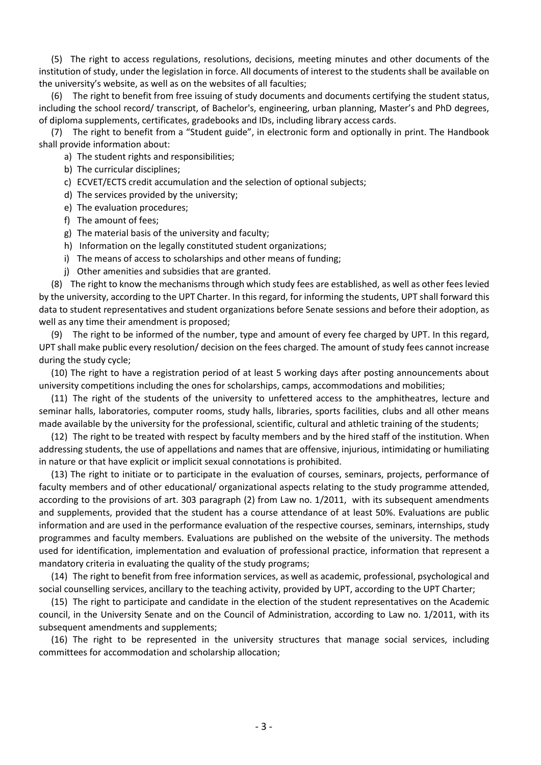(5) The right to access regulations, resolutions, decisions, meeting minutes and other documents of the institution of study, under the legislation in force. All documents of interest to the students shall be available on the university's website, as well as on the websites of all faculties;

(6) The right to benefit from free issuing of study documents and documents certifying the student status, including the school record/ transcript, of Bachelor's, engineering, urban planning, Master's and PhD degrees, of diploma supplements, certificates, gradebooks and IDs, including library access cards.

(7) The right to benefit from a "Student guide", in electronic form and optionally in print. The Handbook shall provide information about:

a) The student rights and responsibilities;
b) The curricular disciplines;
c) ECVET/ECTS credit accumulation and the selection of optional subjects;
d) The services provided by the university;
e) The evaluation procedures;
f) The amount of fees;
g) The material basis of the university and faculty;
h) Information on the legally constituted student organizations;
i) The means of access to scholarships and other means of funding;
j) Other amenities and subsidies that are granted.

(8) The right to know the mechanisms through which study fees are established, as well as other fees levied by the university, according to the UPT Charter. In this regard, for informing the students, UPT shall forward this data to student representatives and student organizations before Senate sessions and before their adoption, as well as any time their amendment is proposed;

(9) The right to be informed of the number, type and amount of every fee charged by UPT. In this regard, UPT shall make public every resolution/ decision on the fees charged. The amount of study fees cannot increase during the study cycle;

(10) The right to have a registration period of at least 5 working days after posting announcements about university competitions including the ones for scholarships, camps, accommodations and mobilities;

(11) The right of the students of the university to unfettered access to the amphitheatres, lecture and seminar halls, laboratories, computer rooms, study halls, libraries, sports facilities, clubs and all other means made available by the university for the professional, scientific, cultural and athletic training of the students;

(12) The right to be treated with respect by faculty members and by the hired staff of the institution. When addressing students, the use of appellations and names that are offensive, injurious, intimidating or humiliating in nature or that have explicit or implicit sexual connotations is prohibited.

(13) The right to initiate or to participate in the evaluation of courses, seminars, projects, performance of faculty members and of other educational/ organizational aspects relating to the study programme attended, according to the provisions of art. 303 paragraph (2) from Law no. 1/2011, with its subsequent amendments and supplements, provided that the student has a course attendance of at least 50%. Evaluations are public information and are used in the performance evaluation of the respective courses, seminars, internships, study programmes and faculty members. Evaluations are published on the website of the university. The methods used for identification, implementation and evaluation of professional practice, information that represent a mandatory criteria in evaluating the quality of the study programs;

(14) The right to benefit from free information services, as well as academic, professional, psychological and social counselling services, ancillary to the teaching activity, provided by UPT, according to the UPT Charter;

(15) The right to participate and candidate in the election of the student representatives on the Academic council, in the University Senate and on the Council of Administration, according to Law no. 1/2011, with its subsequent amendments and supplements;

(16) The right to be represented in the university structures that manage social services, including committees for accommodation and scholarship allocation;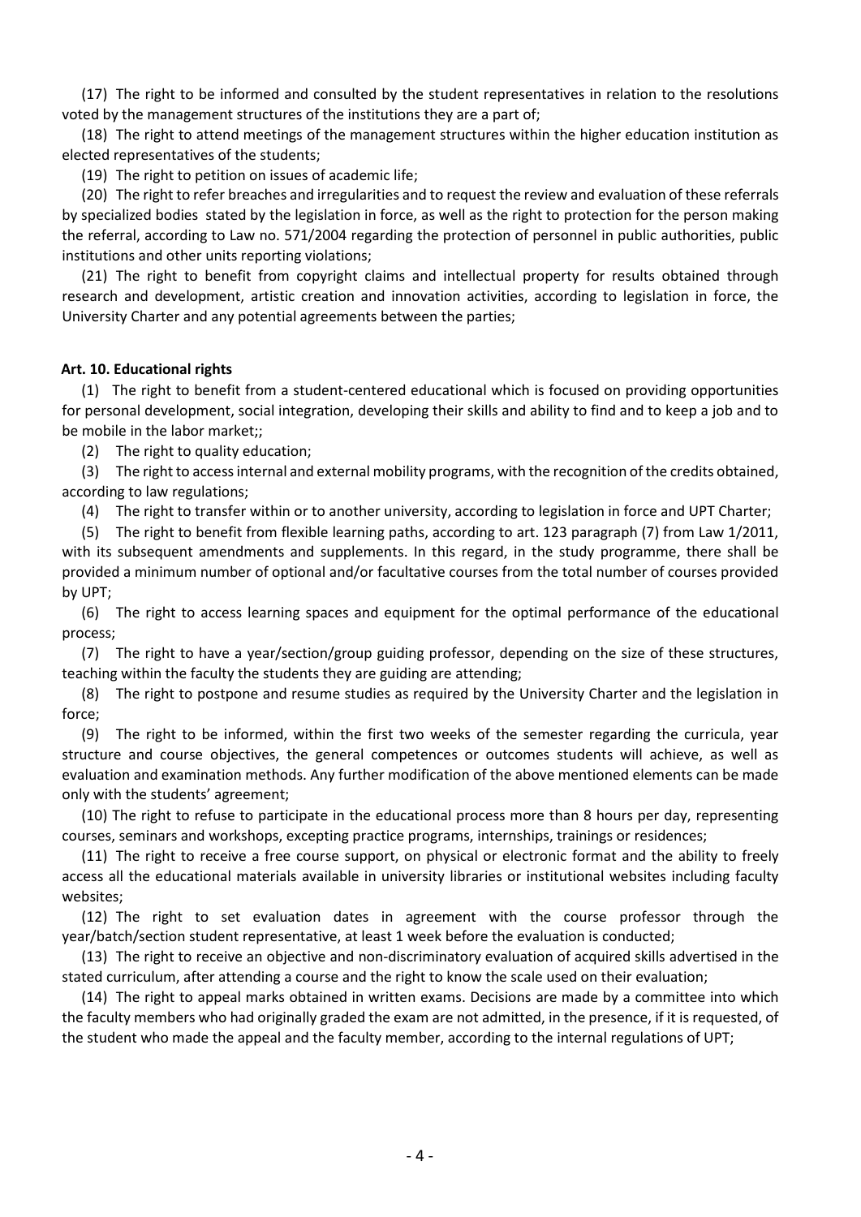(17) The right to be informed and consulted by the student representatives in relation to the resolutions voted by the management structures of the institutions they are a part of;

(18) The right to attend meetings of the management structures within the higher education institution as elected representatives of the students;

(19) The right to petition on issues of academic life;

(20) The right to refer breaches and irregularities and to request the review and evaluation of these referrals by specialized bodies stated by the legislation in force, as well as the right to protection for the person making the referral, according to Law no. 571/2004 regarding the protection of personnel in public authorities, public institutions and other units reporting violations;

(21) The right to benefit from copyright claims and intellectual property for results obtained through research and development, artistic creation and innovation activities, according to legislation in force, the University Charter and any potential agreements between the parties;

**Art. 10. Educational rights**

(1) The right to benefit from a student-centered educational which is focused on providing opportunities for personal development, social integration, developing their skills and ability to find and to keep a job and to be mobile in the labor market;;

(2) The right to quality education;

(3) The right to access internal and external mobility programs, with the recognition of the credits obtained, according to law regulations;

(4) The right to transfer within or to another university, according to legislation in force and UPT Charter;

(5) The right to benefit from flexible learning paths, according to art. 123 paragraph (7) from Law 1/2011, with its subsequent amendments and supplements. In this regard, in the study programme, there shall be provided a minimum number of optional and/or facultative courses from the total number of courses provided by UPT;

(6) The right to access learning spaces and equipment for the optimal performance of the educational process;

(7) The right to have a year/section/group guiding professor, depending on the size of these structures, teaching within the faculty the students they are guiding are attending;

(8) The right to postpone and resume studies as required by the University Charter and the legislation in force;

(9) The right to be informed, within the first two weeks of the semester regarding the curricula, year structure and course objectives, the general competences or outcomes students will achieve, as well as evaluation and examination methods. Any further modification of the above mentioned elements can be made only with the students' agreement;

(10) The right to refuse to participate in the educational process more than 8 hours per day, representing courses, seminars and workshops, excepting practice programs, internships, trainings or residences;

(11) The right to receive a free course support, on physical or electronic format and the ability to freely access all the educational materials available in university libraries or institutional websites including faculty websites;

(12) The right to set evaluation dates in agreement with the course professor through the year/batch/section student representative, at least 1 week before the evaluation is conducted;

(13) The right to receive an objective and non-discriminatory evaluation of acquired skills advertised in the stated curriculum, after attending a course and the right to know the scale used on their evaluation;

(14) The right to appeal marks obtained in written exams. Decisions are made by a committee into which the faculty members who had originally graded the exam are not admitted, in the presence, if it is requested, of the student who made the appeal and the faculty member, according to the internal regulations of UPT;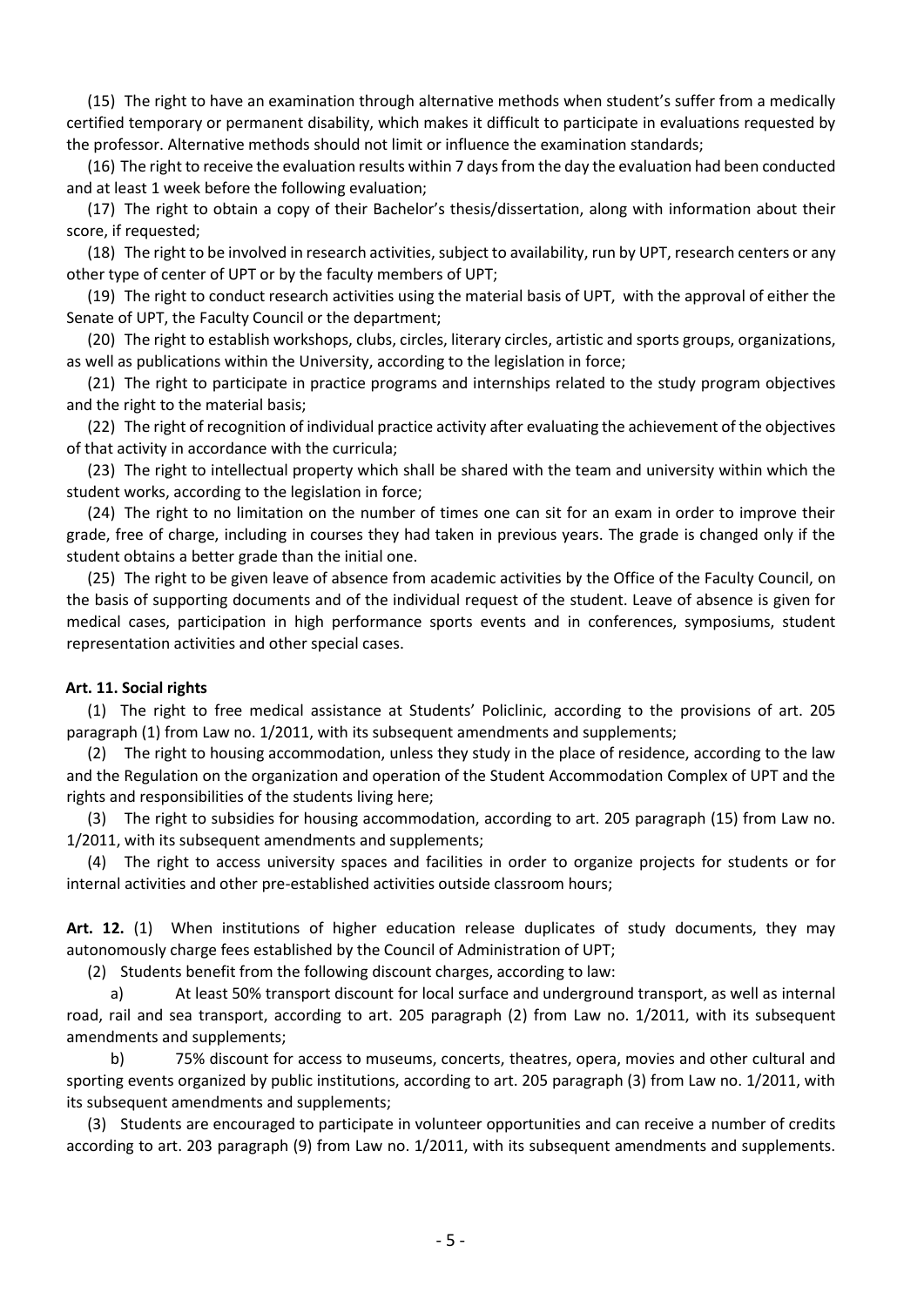(15) The right to have an examination through alternative methods when student's suffer from a medically certified temporary or permanent disability, which makes it difficult to participate in evaluations requested by the professor. Alternative methods should not limit or influence the examination standards;

(16) The right to receive the evaluation results within 7 days from the day the evaluation had been conducted and at least 1 week before the following evaluation;

(17) The right to obtain a copy of their Bachelor's thesis/dissertation, along with information about their score, if requested;

(18) The right to be involved in research activities, subject to availability, run by UPT, research centers or any other type of center of UPT or by the faculty members of UPT;

(19) The right to conduct research activities using the material basis of UPT, with the approval of either the Senate of UPT, the Faculty Council or the department;

(20) The right to establish workshops, clubs, circles, literary circles, artistic and sports groups, organizations, as well as publications within the University, according to the legislation in force;

(21) The right to participate in practice programs and internships related to the study program objectives and the right to the material basis;

(22) The right of recognition of individual practice activity after evaluating the achievement of the objectives of that activity in accordance with the curricula;

(23) The right to intellectual property which shall be shared with the team and university within which the student works, according to the legislation in force;

(24) The right to no limitation on the number of times one can sit for an exam in order to improve their grade, free of charge, including in courses they had taken in previous years. The grade is changed only if the student obtains a better grade than the initial one.

(25) The right to be given leave of absence from academic activities by the Office of the Faculty Council, on the basis of supporting documents and of the individual request of the student. Leave of absence is given for medical cases, participation in high performance sports events and in conferences, symposiums, student representation activities and other special cases.

**Art. 11. Social rights**

(1) The right to free medical assistance at Students' Policlinic, according to the provisions of art. 205 paragraph (1) from Law no. 1/2011, with its subsequent amendments and supplements;

(2) The right to housing accommodation, unless they study in the place of residence, according to the law and the Regulation on the organization and operation of the Student Accommodation Complex of UPT and the rights and responsibilities of the students living here;

(3) The right to subsidies for housing accommodation, according to art. 205 paragraph (15) from Law no. 1/2011, with its subsequent amendments and supplements;

(4) The right to access university spaces and facilities in order to organize projects for students or for internal activities and other pre-established activities outside classroom hours;

**Art. 12.** (1) When institutions of higher education release duplicates of study documents, they may autonomously charge fees established by the Council of Administration of UPT;

(2) Students benefit from the following discount charges, according to law:

a) At least 50% transport discount for local surface and underground transport, as well as internal road, rail and sea transport, according to art. 205 paragraph (2) from Law no. 1/2011, with its subsequent amendments and supplements;

b) 75% discount for access to museums, concerts, theatres, opera, movies and other cultural and sporting events organized by public institutions, according to art. 205 paragraph (3) from Law no. 1/2011, with its subsequent amendments and supplements;

(3) Students are encouraged to participate in volunteer opportunities and can receive a number of credits according to art. 203 paragraph (9) from Law no. 1/2011, with its subsequent amendments and supplements.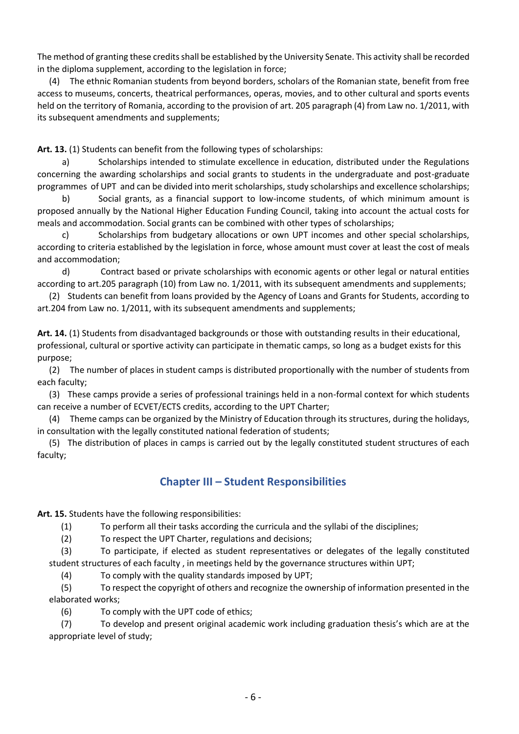The method of granting these credits shall be established by the University Senate. This activity shall be recorded in the diploma supplement, according to the legislation in force;

(4) The ethnic Romanian students from beyond borders, scholars of the Romanian state, benefit from free access to museums, concerts, theatrical performances, operas, movies, and to other cultural and sports events held on the territory of Romania, according to the provision of art. 205 paragraph (4) from Law no. 1/2011, with its subsequent amendments and supplements;

**Art. 13.** (1) Students can benefit from the following types of scholarships:

a) Scholarships intended to stimulate excellence in education, distributed under the Regulations concerning the awarding scholarships and social grants to students in the undergraduate and post-graduate programmes of UPT and can be divided into merit scholarships, study scholarships and excellence scholarships;

b) Social grants, as a financial support to low-income students, of which minimum amount is proposed annually by the National Higher Education Funding Council, taking into account the actual costs for meals and accommodation. Social grants can be combined with other types of scholarships;

c) Scholarships from budgetary allocations or own UPT incomes and other special scholarships, according to criteria established by the legislation in force, whose amount must cover at least the cost of meals and accommodation;

d) Contract based or private scholarships with economic agents or other legal or natural entities according to art.205 paragraph (10) from Law no. 1/2011, with its subsequent amendments and supplements;

(2) Students can benefit from loans provided by the Agency of Loans and Grants for Students, according to art.204 from Law no. 1/2011, with its subsequent amendments and supplements;

**Art. 14.** (1) Students from disadvantaged backgrounds or those with outstanding results in their educational, professional, cultural or sportive activity can participate in thematic camps, so long as a budget exists for this purpose;

(2) The number of places in student camps is distributed proportionally with the number of students from each faculty;

(3) These camps provide a series of professional trainings held in a non-formal context for which students can receive a number of ECVET/ECTS credits, according to the UPT Charter;

(4) Theme camps can be organized by the Ministry of Education through its structures, during the holidays, in consultation with the legally constituted national federation of students;

(5) The distribution of places in camps is carried out by the legally constituted student structures of each faculty;

## Chapter III – Student Responsibilities

**Art. 15.** Students have the following responsibilities:

(1) To perform all their tasks according the curricula and the syllabi of the disciplines;

(2) To respect the UPT Charter, regulations and decisions;

(3) To participate, if elected as student representatives or delegates of the legally constituted student structures of each faculty , in meetings held by the governance structures within UPT;

(4) To comply with the quality standards imposed by UPT;

(5) To respect the copyright of others and recognize the ownership of information presented in the elaborated works;

(6) To comply with the UPT code of ethics;

(7) To develop and present original academic work including graduation thesis's which are at the appropriate level of study;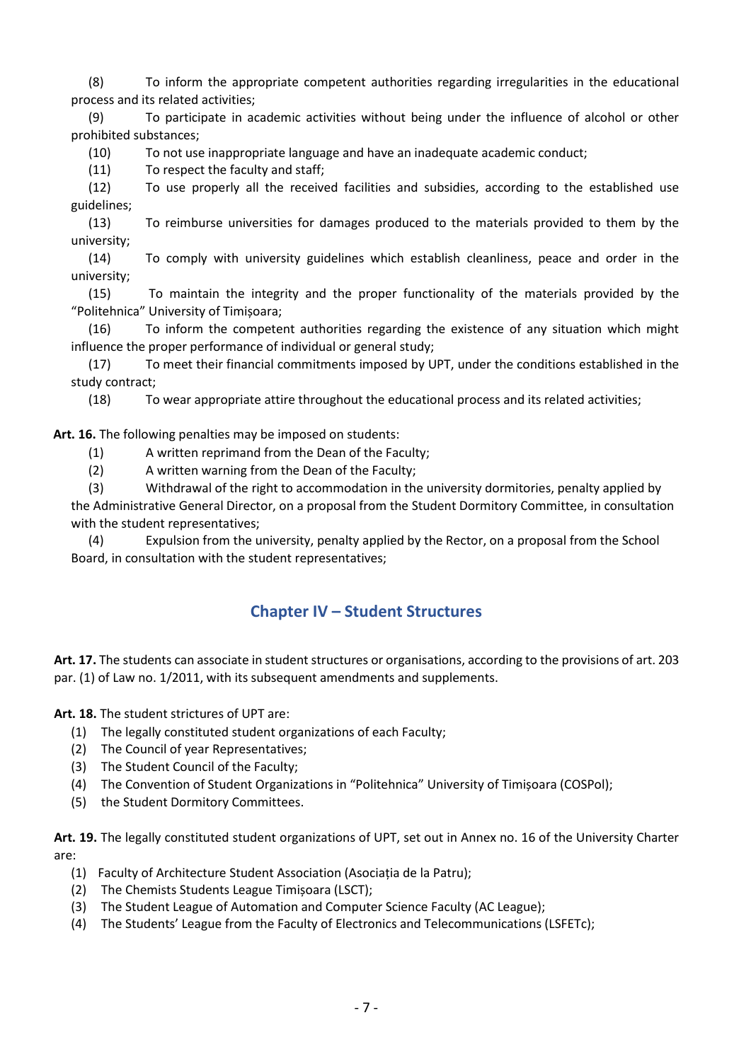(8) To inform the appropriate competent authorities regarding irregularities in the educational process and its related activities;

(9) To participate in academic activities without being under the influence of alcohol or other prohibited substances;

(10) To not use inappropriate language and have an inadequate academic conduct;

(11) To respect the faculty and staff;

(12) To use properly all the received facilities and subsidies, according to the established use guidelines;

(13) To reimburse universities for damages produced to the materials provided to them by the university;

(14) To comply with university guidelines which establish cleanliness, peace and order in the university;

(15) To maintain the integrity and the proper functionality of the materials provided by the "Politehnica" University of Timișoara;

(16) To inform the competent authorities regarding the existence of any situation which might influence the proper performance of individual or general study;

(17) To meet their financial commitments imposed by UPT, under the conditions established in the study contract;

(18) To wear appropriate attire throughout the educational process and its related activities;

**Art. 16.** The following penalties may be imposed on students:

(1) A written reprimand from the Dean of the Faculty;

(2) A written warning from the Dean of the Faculty;

(3) Withdrawal of the right to accommodation in the university dormitories, penalty applied by the Administrative General Director, on a proposal from the Student Dormitory Committee, in consultation with the student representatives;

(4) Expulsion from the university, penalty applied by the Rector, on a proposal from the School Board, in consultation with the student representatives;

## Chapter IV – Student Structures

**Art. 17.** The students can associate in student structures or organisations, according to the provisions of art. 203 par. (1) of Law no. 1/2011, with its subsequent amendments and supplements.

**Art. 18.** The student strictures of UPT are:

(1) The legally constituted student organizations of each Faculty;
(2) The Council of year Representatives;
(3) The Student Council of the Faculty;
(4) The Convention of Student Organizations in "Politehnica" University of Timișoara (COSPol);
(5) the Student Dormitory Committees.

**Art. 19.** The legally constituted student organizations of UPT, set out in Annex no. 16 of the University Charter are:

(1) Faculty of Architecture Student Association (Asociația de la Patru);
(2) The Chemists Students League Timișoara (LSCT);
(3) The Student League of Automation and Computer Science Faculty (AC League);
(4) The Students' League from the Faculty of Electronics and Telecommunications (LSFETc);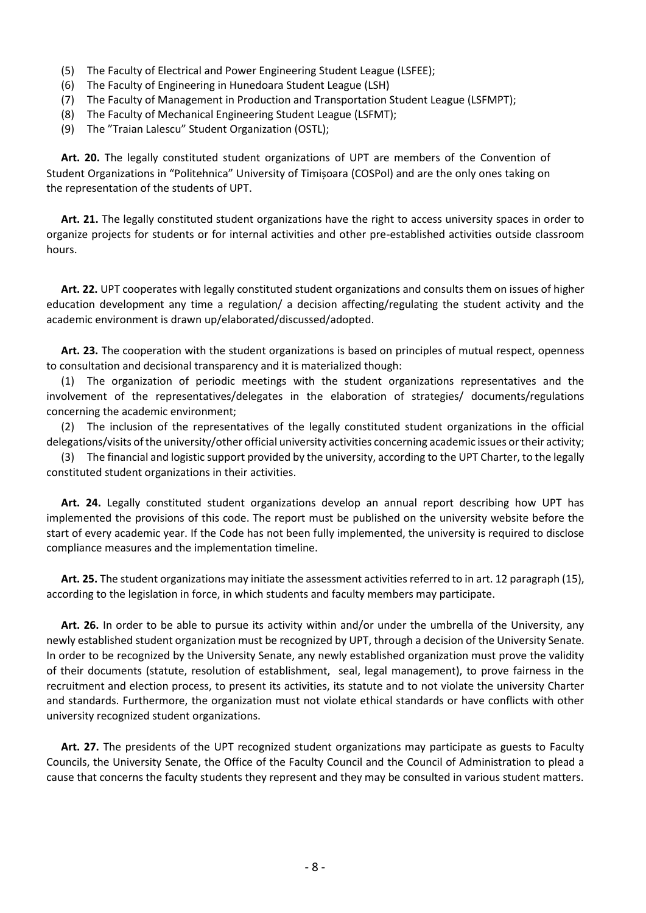(5) The Faculty of Electrical and Power Engineering Student League (LSFEE);
(6) The Faculty of Engineering in Hunedoara Student League (LSH)
(7) The Faculty of Management in Production and Transportation Student League (LSFMPT);
(8) The Faculty of Mechanical Engineering Student League (LSFMT);
(9) The ”Traian Lalescu” Student Organization (OSTL);

**Art. 20.** The legally constituted student organizations of UPT are members of the Convention of Student Organizations in "Politehnica" University of Timișoara (COSPol) and are the only ones taking on the representation of the students of UPT.

**Art. 21.** The legally constituted student organizations have the right to access university spaces in order to organize projects for students or for internal activities and other pre-established activities outside classroom hours.

**Art. 22.** UPT cooperates with legally constituted student organizations and consults them on issues of higher education development any time a regulation/ a decision affecting/regulating the student activity and the academic environment is drawn up/elaborated/discussed/adopted.

**Art. 23.** The cooperation with the student organizations is based on principles of mutual respect, openness to consultation and decisional transparency and it is materialized though:

(1) The organization of periodic meetings with the student organizations representatives and the involvement of the representatives/delegates in the elaboration of strategies/ documents/regulations concerning the academic environment;

(2) The inclusion of the representatives of the legally constituted student organizations in the official delegations/visits of the university/other official university activities concerning academic issues or their activity;

(3) The financial and logistic support provided by the university, according to the UPT Charter, to the legally constituted student organizations in their activities.

**Art. 24.** Legally constituted student organizations develop an annual report describing how UPT has implemented the provisions of this code. The report must be published on the university website before the start of every academic year. If the Code has not been fully implemented, the university is required to disclose compliance measures and the implementation timeline.

**Art. 25.** The student organizations may initiate the assessment activities referred to in art. 12 paragraph (15), according to the legislation in force, in which students and faculty members may participate.

**Art. 26.** In order to be able to pursue its activity within and/or under the umbrella of the University, any newly established student organization must be recognized by UPT, through a decision of the University Senate. In order to be recognized by the University Senate, any newly established organization must prove the validity of their documents (statute, resolution of establishment, seal, legal management), to prove fairness in the recruitment and election process, to present its activities, its statute and to not violate the university Charter and standards. Furthermore, the organization must not violate ethical standards or have conflicts with other university recognized student organizations.

**Art. 27.** The presidents of the UPT recognized student organizations may participate as guests to Faculty Councils, the University Senate, the Office of the Faculty Council and the Council of Administration to plead a cause that concerns the faculty students they represent and they may be consulted in various student matters.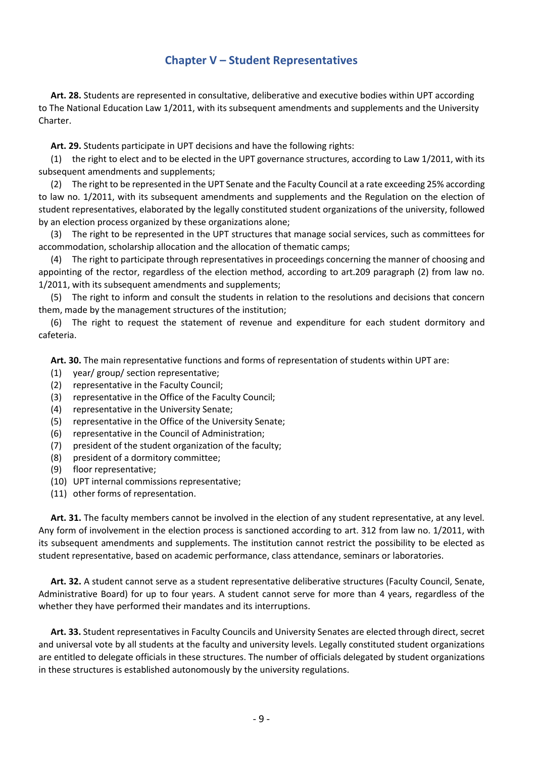## Chapter V – Student Representatives

**Art. 28.** Students are represented in consultative, deliberative and executive bodies within UPT according to The National Education Law 1/2011, with its subsequent amendments and supplements and the University Charter.

**Art. 29.** Students participate in UPT decisions and have the following rights:

(1) the right to elect and to be elected in the UPT governance structures, according to Law 1/2011, with its subsequent amendments and supplements;

(2) The right to be represented in the UPT Senate and the Faculty Council at a rate exceeding 25% according to law no. 1/2011, with its subsequent amendments and supplements and the Regulation on the election of student representatives, elaborated by the legally constituted student organizations of the university, followed by an election process organized by these organizations alone;

(3) The right to be represented in the UPT structures that manage social services, such as committees for accommodation, scholarship allocation and the allocation of thematic camps;

(4) The right to participate through representatives in proceedings concerning the manner of choosing and appointing of the rector, regardless of the election method, according to art.209 paragraph (2) from law no. 1/2011, with its subsequent amendments and supplements;

(5) The right to inform and consult the students in relation to the resolutions and decisions that concern them, made by the management structures of the institution;

(6) The right to request the statement of revenue and expenditure for each student dormitory and cafeteria.

**Art. 30.** The main representative functions and forms of representation of students within UPT are:

(1) year/ group/ section representative;
(2) representative in the Faculty Council;
(3) representative in the Office of the Faculty Council;
(4) representative in the University Senate;
(5) representative in the Office of the University Senate;
(6) representative in the Council of Administration;
(7) president of the student organization of the faculty;
(8) president of a dormitory committee;
(9) floor representative;
(10) UPT internal commissions representative;
(11) other forms of representation.

**Art. 31.** The faculty members cannot be involved in the election of any student representative, at any level. Any form of involvement in the election process is sanctioned according to art. 312 from law no. 1/2011, with its subsequent amendments and supplements. The institution cannot restrict the possibility to be elected as student representative, based on academic performance, class attendance, seminars or laboratories.

**Art. 32.** A student cannot serve as a student representative deliberative structures (Faculty Council, Senate, Administrative Board) for up to four years. A student cannot serve for more than 4 years, regardless of the whether they have performed their mandates and its interruptions.

**Art. 33.** Student representatives in Faculty Councils and University Senates are elected through direct, secret and universal vote by all students at the faculty and university levels. Legally constituted student organizations are entitled to delegate officials in these structures. The number of officials delegated by student organizations in these structures is established autonomously by the university regulations.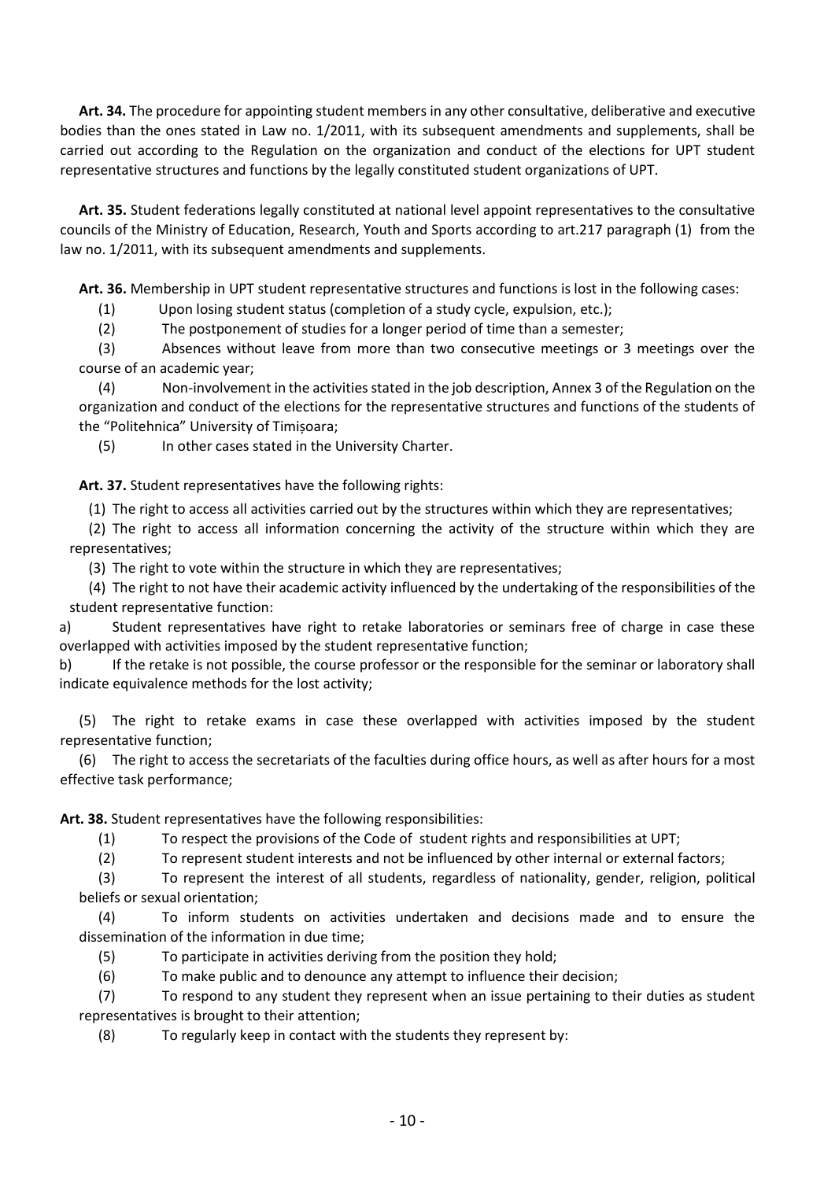**Art. 34.** The procedure for appointing student members in any other consultative, deliberative and executive bodies than the ones stated in Law no. 1/2011, with its subsequent amendments and supplements, shall be carried out according to the Regulation on the organization and conduct of the elections for UPT student representative structures and functions by the legally constituted student organizations of UPT.

**Art. 35.** Student federations legally constituted at national level appoint representatives to the consultative councils of the Ministry of Education, Research, Youth and Sports according to art.217 paragraph (1) from the law no. 1/2011, with its subsequent amendments and supplements.

**Art. 36.** Membership in UPT student representative structures and functions is lost in the following cases:

(1) Upon losing student status (completion of a study cycle, expulsion, etc.);

(2) The postponement of studies for a longer period of time than a semester;

(3) Absences without leave from more than two consecutive meetings or 3 meetings over the course of an academic year;

(4) Non-involvement in the activities stated in the job description, Annex 3 of the Regulation on the organization and conduct of the elections for the representative structures and functions of the students of the "Politehnica" University of Timișoara;

(5) In other cases stated in the University Charter.

**Art. 37.** Student representatives have the following rights:

(1) The right to access all activities carried out by the structures within which they are representatives;

(2) The right to access all information concerning the activity of the structure within which they are representatives;

(3) The right to vote within the structure in which they are representatives;

(4) The right to not have their academic activity influenced by the undertaking of the responsibilities of the student representative function:

a) Student representatives have right to retake laboratories or seminars free of charge in case these overlapped with activities imposed by the student representative function;

b) If the retake is not possible, the course professor or the responsible for the seminar or laboratory shall indicate equivalence methods for the lost activity;

(5) The right to retake exams in case these overlapped with activities imposed by the student representative function;

(6) The right to access the secretariats of the faculties during office hours, as well as after hours for a most effective task performance;

**Art. 38.** Student representatives have the following responsibilities:

(1) To respect the provisions of the Code of student rights and responsibilities at UPT;

(2) To represent student interests and not be influenced by other internal or external factors;

(3) To represent the interest of all students, regardless of nationality, gender, religion, political beliefs or sexual orientation;

(4) To inform students on activities undertaken and decisions made and to ensure the dissemination of the information in due time;

(5) To participate in activities deriving from the position they hold;

(6) To make public and to denounce any attempt to influence their decision;

(7) To respond to any student they represent when an issue pertaining to their duties as student representatives is brought to their attention;

(8) To regularly keep in contact with the students they represent by: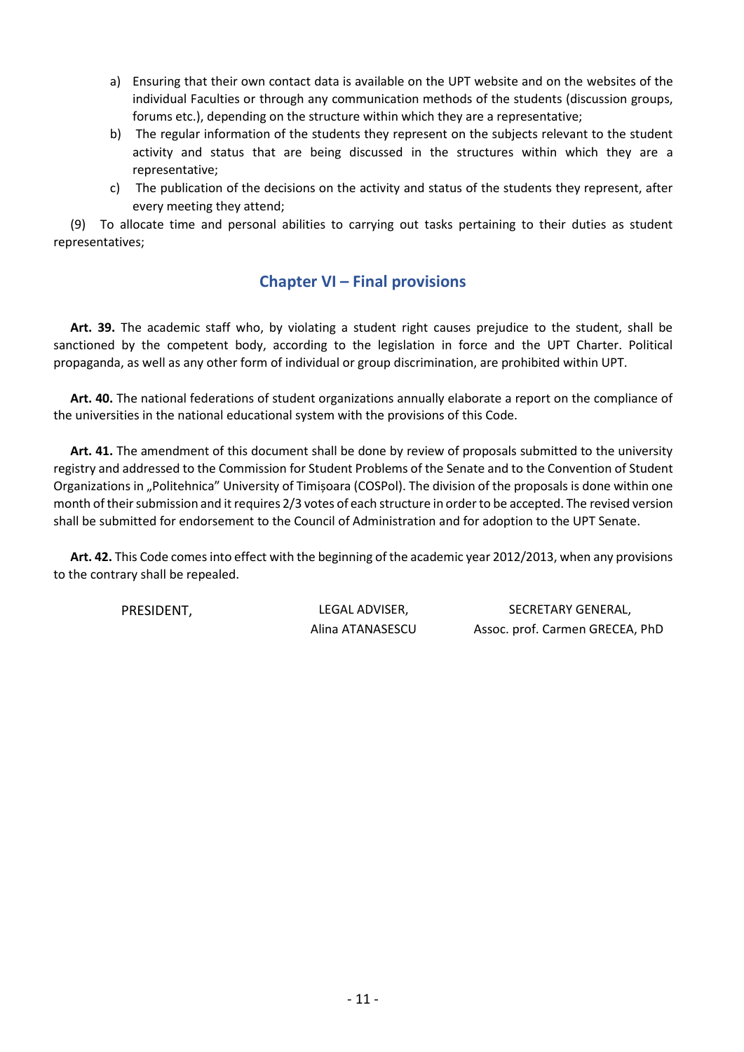a) Ensuring that their own contact data is available on the UPT website and on the websites of the individual Faculties or through any communication methods of the students (discussion groups, forums etc.), depending on the structure within which they are a representative;

b) The regular information of the students they represent on the subjects relevant to the student activity and status that are being discussed in the structures within which they are a representative;

c) The publication of the decisions on the activity and status of the students they represent, after every meeting they attend;

(9) To allocate time and personal abilities to carrying out tasks pertaining to their duties as student representatives;

## Chapter VI – Final provisions

**Art. 39.** The academic staff who, by violating a student right causes prejudice to the student, shall be sanctioned by the competent body, according to the legislation in force and the UPT Charter. Political propaganda, as well as any other form of individual or group discrimination, are prohibited within UPT.

**Art. 40.** The national federations of student organizations annually elaborate a report on the compliance of the universities in the national educational system with the provisions of this Code.

**Art. 41.** The amendment of this document shall be done by review of proposals submitted to the university registry and addressed to the Commission for Student Problems of the Senate and to the Convention of Student Organizations in „Politehnica” University of Timișoara (COSPol). The division of the proposals is done within one month of their submission and it requires 2/3 votes of each structure in order to be accepted. The revised version shall be submitted for endorsement to the Council of Administration and for adoption to the UPT Senate.

**Art. 42.** This Code comes into effect with the beginning of the academic year 2012/2013, when any provisions to the contrary shall be repealed.

| | | |
|---|---|---|
| PRESIDENT, | LEGAL ADVISER,<br>Alina ATANASESCU | SECRETARY GENERAL,<br>Assoc. prof. Carmen GRECEA, PhD |